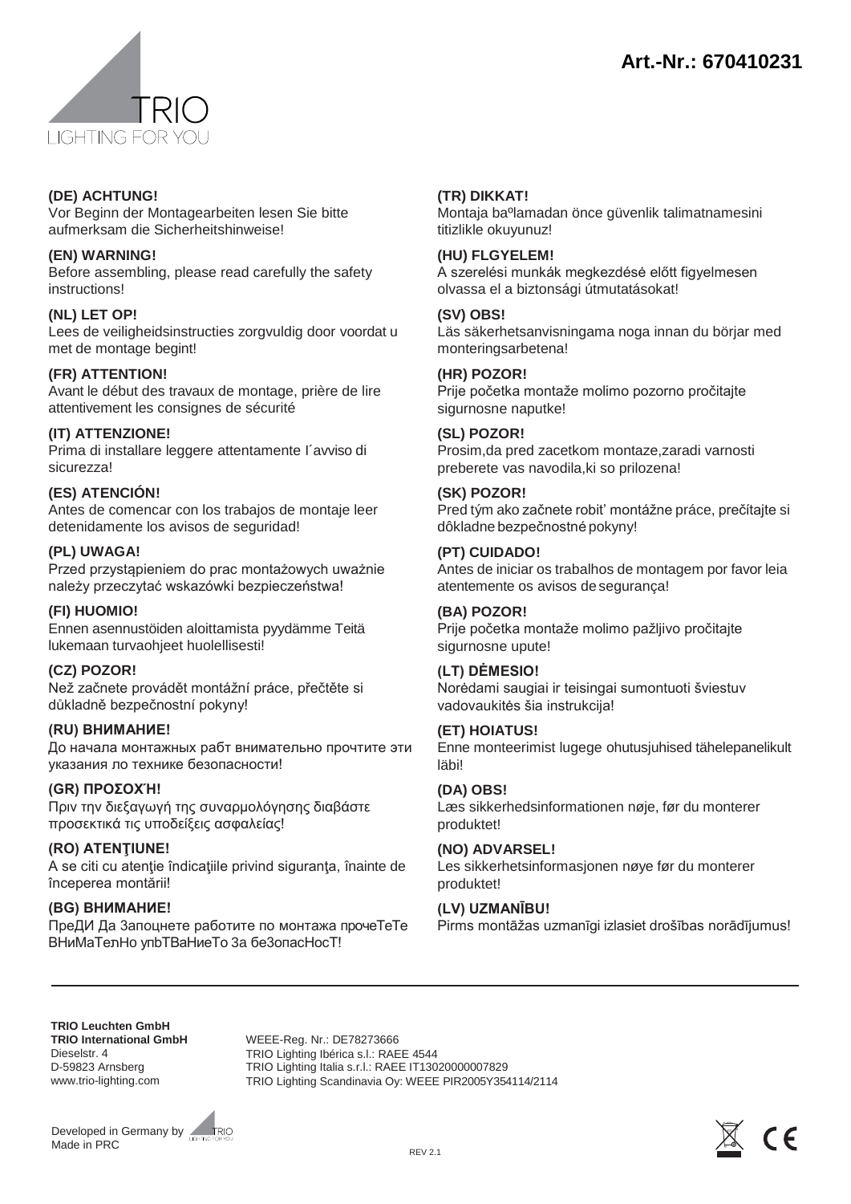TRIO
LIGHTING FOR YOU

**Art.-Nr.: 670410231**

**(DE) ACHTUNG!**
Vor Beginn der Montagearbeiten lesen Sie bitte aufmerksam die Sicherheitshinweise!

**(EN) WARNING!**
Before assembling, please read carefully the safety instructions!

**(NL) LET OP!**
Lees de veiligheidsinstructies zorgvuldig door voordat u met de montage begint!

**(FR) ATTENTION!**
Avant le début des travaux de montage, prière de lire attentivement les consignes de sécurité

**(IT) ATTENZIONE!**
Prima di installare leggere attentamente l´avviso di sicurezza!

**(ES) ATENCIÓN!**
Antes de comencar con los trabajos de montaje leer detenidamente los avisos de seguridad!

**(PL) UWAGA!**
Przed przystąpieniem do prac montażowych uważnie należy przeczytać wskazówki bezpieczeństwa!

**(FI) HUOMIO!**
Ennen asennustöiden aloittamista pyydämme Teitä lukemaan turvaohjeet huolellisesti!

**(CZ) POZOR!**
Než začnete provádět montážní práce, přečtěte si důkladně bezpečnostní pokyny!

**(RU) ВНИМАНИЕ!**
До начала монтажных рабт внимательно прочтите эти указания ло технике безопасности!

**(GR) ΠΡΟΣΟΧΉ!**
Πριν την διεξαγωγή της συναρμολόγησης διαβάστε προσεκτικά τις υποδείξεις ασφαλείας!

**(RO) ATENŢIUNE!**
A se citi cu atenţie îndicaţiile privind siguranţa, înainte de începerea montării!

**(BG) ВНИМАНИЕ!**
ПреДИ Да Запоцнете работите по монтажа прочеТеТе ВНиМаТелНо упbТВаНиеТо За беЗопасНосТ!

**(TR) DIKKAT!**
Montaja baºlamadan önce güvenlik talimatnamesini titizlikle okuyunuz!

**(HU) FLGYELEM!**
A szerelési munkák megkezdésė előtt figyelmesen olvassa el a biztonsági útmutatásokat!

**(SV) OBS!**
Läs säkerhetsanvisningama noga innan du börjar med monteringsarbetena!

**(HR) POZOR!**
Prije početka montaže molimo pozorno pročitajte sigurnosne naputke!

**(SL) POZOR!**
Prosim,da pred zacetkom montaze,zaradi varnosti preberete vas navodila,ki so prilozena!

**(SK) POZOR!**
Pred tým ako začnete robiť montážne práce, prečítajte si dôkladne bezpečnostné pokyny!

**(PT) CUIDADO!**
Antes de iniciar os trabalhos de montagem por favor leia atentemente os avisos de segurança!

**(BA) POZOR!**
Prije početka montaže molimo pažljivo pročitajte sigurnosne upute!

**(LT) DĖMESIO!**
Norėdami saugiai ir teisingai sumontuoti šviestuv vadovaukitės šia instrukcija!

**(ET) HOIATUS!**
Enne monteerimist lugege ohutusjuhised tähelepanelikult läbi!

**(DA) OBS!**
Læs sikkerhedsinformationen nøje, før du monterer produktet!

**(NO) ADVARSEL!**
Les sikkerhetsinformasjonen nøye før du monterer produktet!

**(LV) UZMANĪBU!**
Pirms montāžas uzmanīgi izlasiet drošības norādījumus!

---

**TRIO Leuchten GmbH**
**TRIO International GmbH**
Dieselstr. 4
D-59823 Arnsberg
www.trio-lighting.com

WEEE-Reg. Nr.: DE78273666
TRIO Lighting Ibérica s.l.: RAEE 4544
TRIO Lighting Italia s.r.l.: RAEE IT13020000007829
TRIO Lighting Scandinavia Oy: WEEE PIR2005Y354114/2114

Developed in Germany by TRIO
Made in PRC

REV 2.1

CE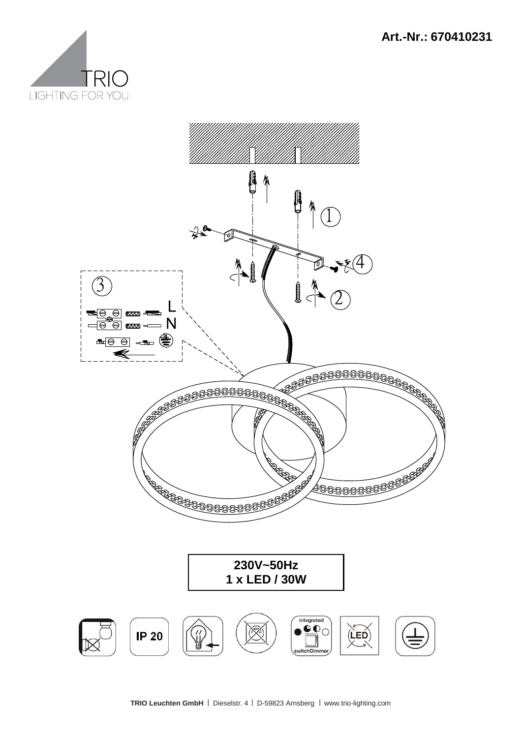Art.-Nr.: 670410231

TRIO
LIGHTING FOR YOU

1

2

3

4

L

N

230V~50Hz
1 x LED / 30W

IP 20

integrated

switchDimmer

LED

TRIO Leuchten GmbH | Dieselstr. 4 | D-59823 Arnsberg | www.trio-lighting.com